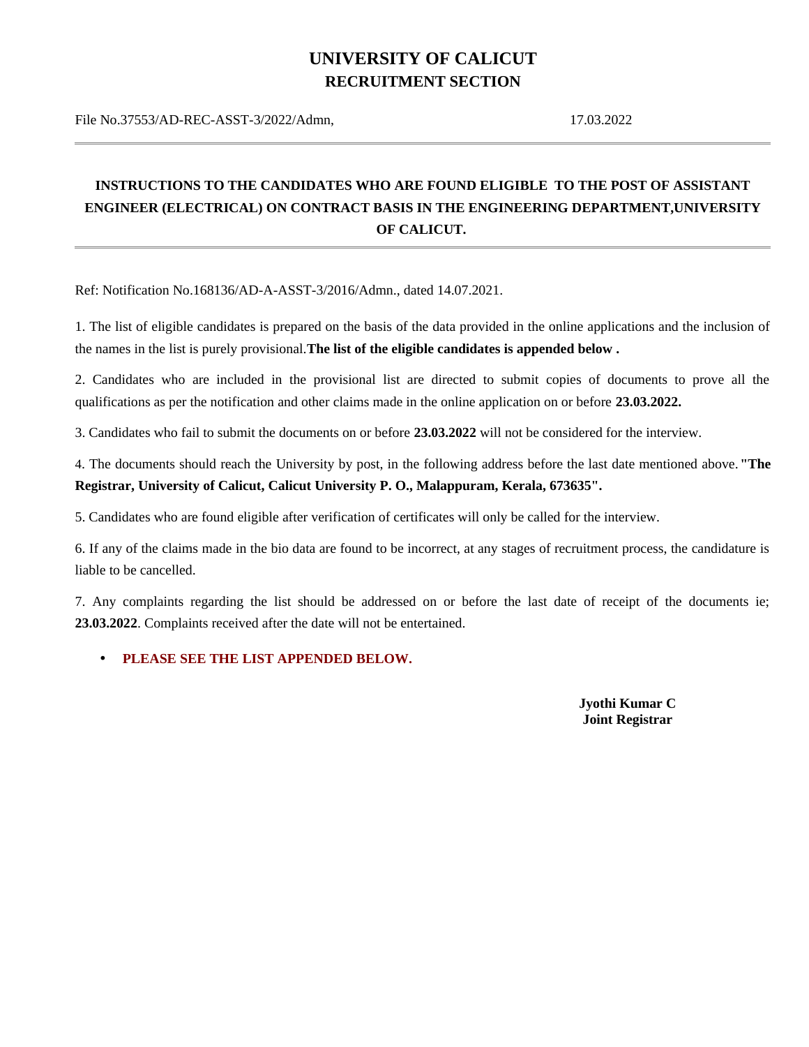# UNIVERSITY OF CALICUT
## RECRUITMENT SECTION

File No.37553/AD-REC-ASST-3/2022/Admn, 17.03.2022

---

### INSTRUCTIONS TO THE CANDIDATES WHO ARE FOUND ELIGIBLE TO THE POST OF ASSISTANT ENGINEER (ELECTRICAL) ON CONTRACT BASIS IN THE ENGINEERING DEPARTMENT,UNIVERSITY OF CALICUT.

---

Ref: Notification No.168136/AD-A-ASST-3/2016/Admn., dated 14.07.2021.

1. The list of eligible candidates is prepared on the basis of the data provided in the online applications and the inclusion of the names in the list is purely provisional.**The list of the eligible candidates is appended below .**

2. Candidates who are included in the provisional list are directed to submit copies of documents to prove all the qualifications as per the notification and other claims made in the online application on or before **23.03.2022.**

3. Candidates who fail to submit the documents on or before **23.03.2022** will not be considered for the interview.

4. The documents should reach the University by post, in the following address before the last date mentioned above. **"The Registrar, University of Calicut, Calicut University P. O., Malappuram, Kerala, 673635".**

5. Candidates who are found eligible after verification of certificates will only be called for the interview.

6. If any of the claims made in the bio data are found to be incorrect, at any stages of recruitment process, the candidature is liable to be cancelled.

7. Any complaints regarding the list should be addressed on or before the last date of receipt of the documents ie; **23.03.2022**. Complaints received after the date will not be entertained.

- **PLEASE SEE THE LIST APPENDED BELOW.**

**Jyothi Kumar C**
**Joint Registrar**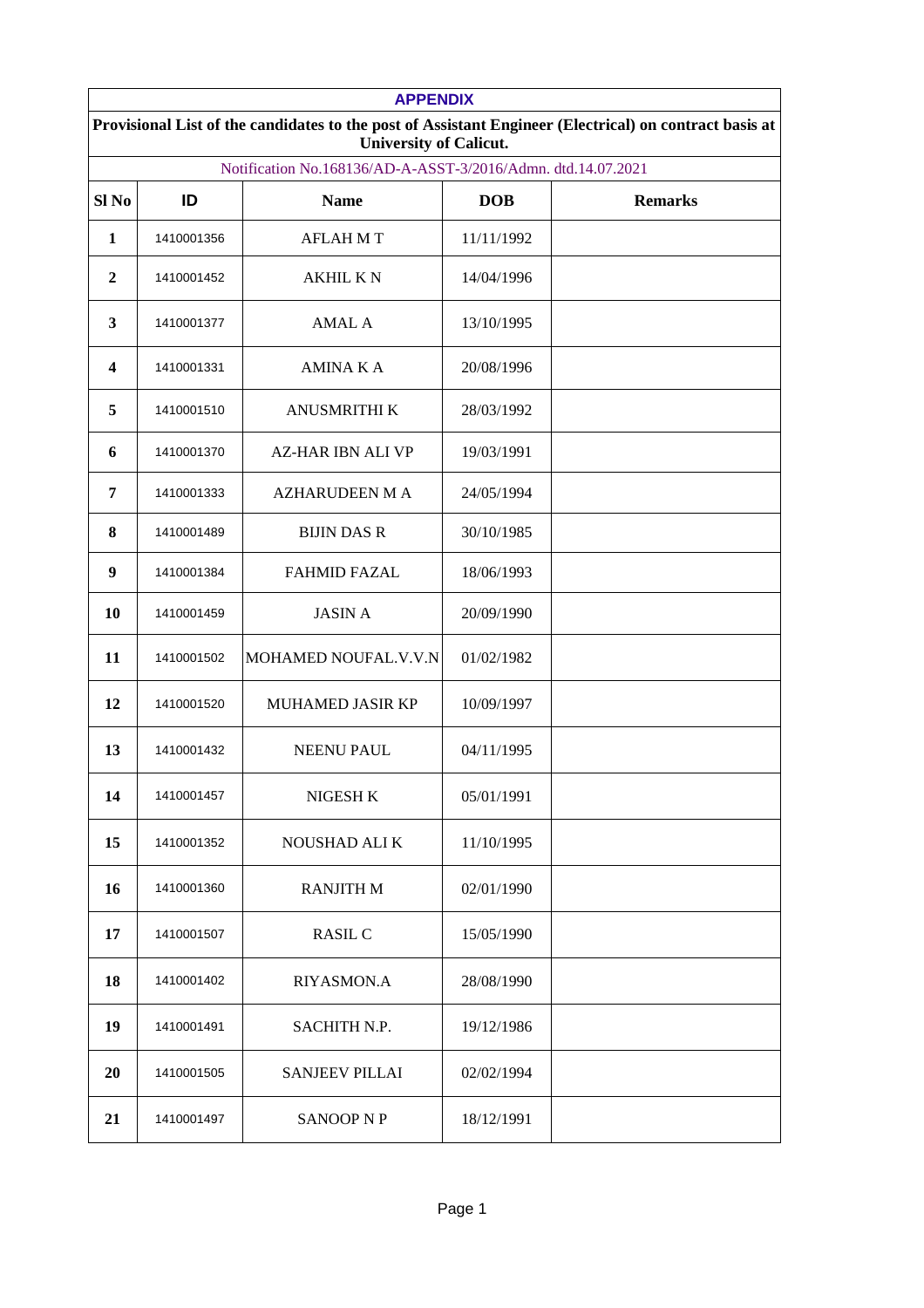# APPENDIX

**Provisional List of the candidates to the post of Assistant Engineer (Electrical) on contract basis at University of Calicut.**

Notification No.168136/AD-A-ASST-3/2016/Admn. dtd.14.07.2021

| Sl No | ID | Name | DOB | Remarks |
|---|---|---|---|---|
| 1 | 1410001356 | AFLAH M T | 11/11/1992 | |
| 2 | 1410001452 | AKHIL K N | 14/04/1996 | |
| 3 | 1410001377 | AMAL A | 13/10/1995 | |
| 4 | 1410001331 | AMINA K A | 20/08/1996 | |
| 5 | 1410001510 | ANUSMRITHI K | 28/03/1992 | |
| 6 | 1410001370 | AZ-HAR IBN ALI VP | 19/03/1991 | |
| 7 | 1410001333 | AZHARUDEEN M A | 24/05/1994 | |
| 8 | 1410001489 | BIJIN DAS R | 30/10/1985 | |
| 9 | 1410001384 | FAHMID FAZAL | 18/06/1993 | |
| 10 | 1410001459 | JASIN A | 20/09/1990 | |
| 11 | 1410001502 | MOHAMED NOUFAL.V.V.N | 01/02/1982 | |
| 12 | 1410001520 | MUHAMED JASIR KP | 10/09/1997 | |
| 13 | 1410001432 | NEENU PAUL | 04/11/1995 | |
| 14 | 1410001457 | NIGESH K | 05/01/1991 | |
| 15 | 1410001352 | NOUSHAD ALI K | 11/10/1995 | |
| 16 | 1410001360 | RANJITH M | 02/01/1990 | |
| 17 | 1410001507 | RASIL C | 15/05/1990 | |
| 18 | 1410001402 | RIYASMON.A | 28/08/1990 | |
| 19 | 1410001491 | SACHITH N.P. | 19/12/1986 | |
| 20 | 1410001505 | SANJEEV PILLAI | 02/02/1994 | |
| 21 | 1410001497 | SANOOP N P | 18/12/1991 | |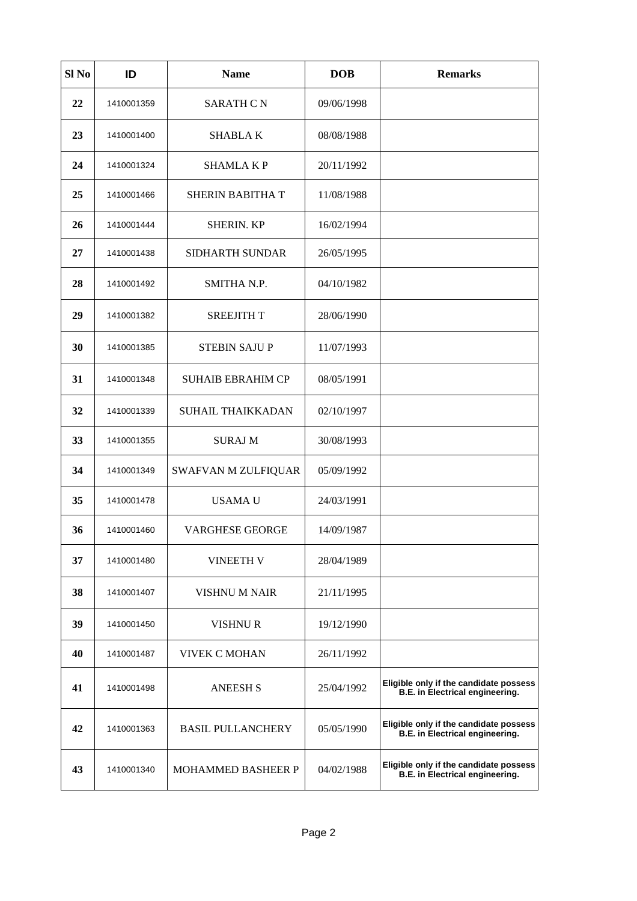| Sl No | ID | Name | DOB | Remarks |
|---|---|---|---|---|
| 22 | 1410001359 | SARATH C N | 09/06/1998 | |
| 23 | 1410001400 | SHABLA K | 08/08/1988 | |
| 24 | 1410001324 | SHAMLA K P | 20/11/1992 | |
| 25 | 1410001466 | SHERIN BABITHA T | 11/08/1988 | |
| 26 | 1410001444 | SHERIN. KP | 16/02/1994 | |
| 27 | 1410001438 | SIDHARTH SUNDAR | 26/05/1995 | |
| 28 | 1410001492 | SMITHA N.P. | 04/10/1982 | |
| 29 | 1410001382 | SREEJITH T | 28/06/1990 | |
| 30 | 1410001385 | STEBIN SAJU P | 11/07/1993 | |
| 31 | 1410001348 | SUHAIB EBRAHIM CP | 08/05/1991 | |
| 32 | 1410001339 | SUHAIL THAIKKADAN | 02/10/1997 | |
| 33 | 1410001355 | SURAJ M | 30/08/1993 | |
| 34 | 1410001349 | SWAFVAN M ZULFIQUAR | 05/09/1992 | |
| 35 | 1410001478 | USAMA U | 24/03/1991 | |
| 36 | 1410001460 | VARGHESE GEORGE | 14/09/1987 | |
| 37 | 1410001480 | VINEETH V | 28/04/1989 | |
| 38 | 1410001407 | VISHNU M NAIR | 21/11/1995 | |
| 39 | 1410001450 | VISHNU R | 19/12/1990 | |
| 40 | 1410001487 | VIVEK C MOHAN | 26/11/1992 | |
| 41 | 1410001498 | ANEESH S | 25/04/1992 | **Eligible only if the candidate possess B.E. in Electrical engineering.** |
| 42 | 1410001363 | BASIL PULLANCHERY | 05/05/1990 | **Eligible only if the candidate possess B.E. in Electrical engineering.** |
| 43 | 1410001340 | MOHAMMED BASHEER P | 04/02/1988 | **Eligible only if the candidate possess B.E. in Electrical engineering.** |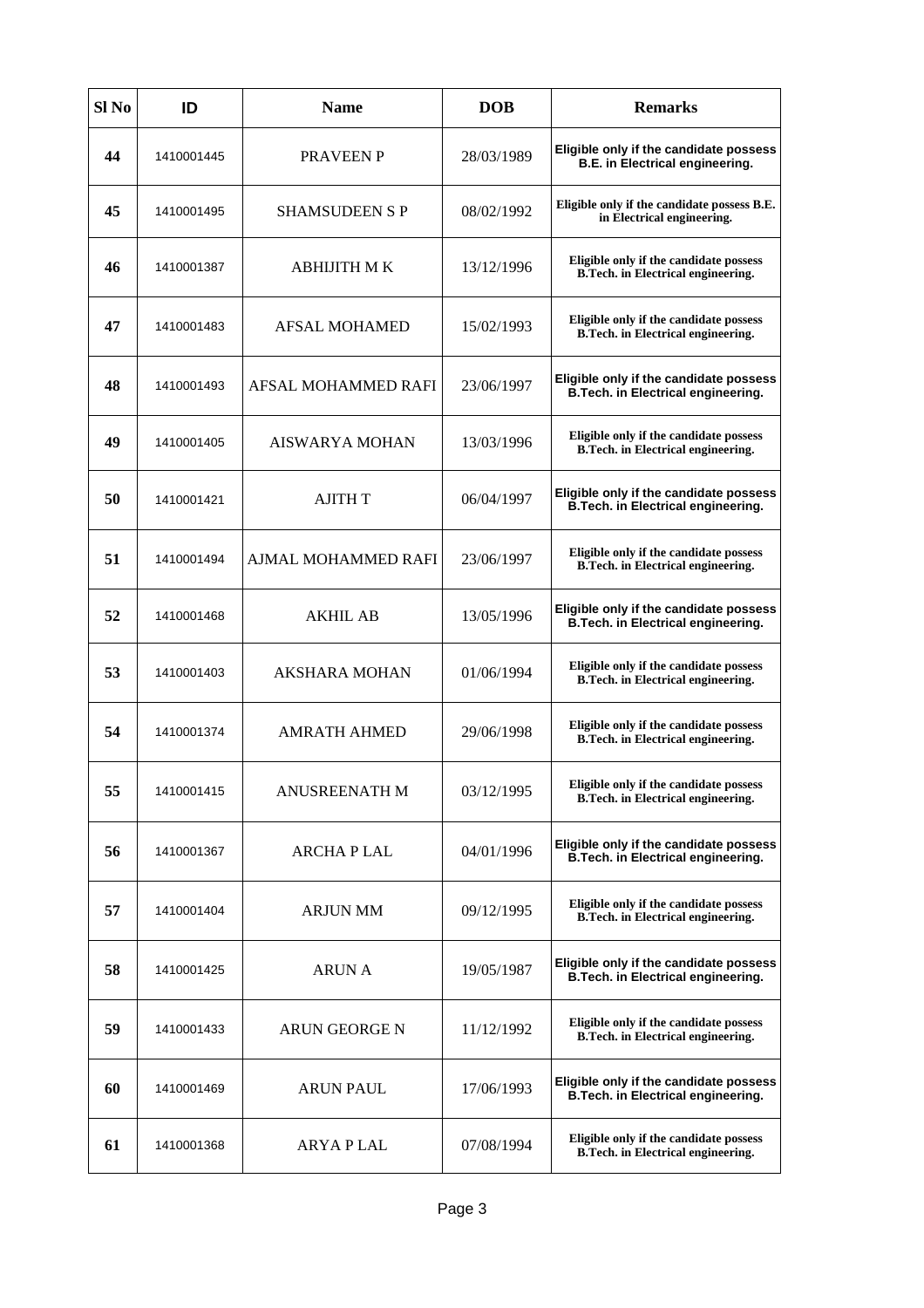| Sl No | ID | Name | DOB | Remarks |
|---|---|---|---|---|
| 44 | 1410001445 | PRAVEEN P | 28/03/1989 | Eligible only if the candidate possess B.E. in Electrical engineering. |
| 45 | 1410001495 | SHAMSUDEEN S P | 08/02/1992 | Eligible only if the candidate possess B.E. in Electrical engineering. |
| 46 | 1410001387 | ABHIJITH M K | 13/12/1996 | Eligible only if the candidate possess B.Tech. in Electrical engineering. |
| 47 | 1410001483 | AFSAL MOHAMED | 15/02/1993 | Eligible only if the candidate possess B.Tech. in Electrical engineering. |
| 48 | 1410001493 | AFSAL MOHAMMED RAFI | 23/06/1997 | Eligible only if the candidate possess B.Tech. in Electrical engineering. |
| 49 | 1410001405 | AISWARYA MOHAN | 13/03/1996 | Eligible only if the candidate possess B.Tech. in Electrical engineering. |
| 50 | 1410001421 | AJITH T | 06/04/1997 | Eligible only if the candidate possess B.Tech. in Electrical engineering. |
| 51 | 1410001494 | AJMAL MOHAMMED RAFI | 23/06/1997 | Eligible only if the candidate possess B.Tech. in Electrical engineering. |
| 52 | 1410001468 | AKHIL AB | 13/05/1996 | Eligible only if the candidate possess B.Tech. in Electrical engineering. |
| 53 | 1410001403 | AKSHARA MOHAN | 01/06/1994 | Eligible only if the candidate possess B.Tech. in Electrical engineering. |
| 54 | 1410001374 | AMRATH AHMED | 29/06/1998 | Eligible only if the candidate possess B.Tech. in Electrical engineering. |
| 55 | 1410001415 | ANUSREENATH M | 03/12/1995 | Eligible only if the candidate possess B.Tech. in Electrical engineering. |
| 56 | 1410001367 | ARCHA P LAL | 04/01/1996 | Eligible only if the candidate possess B.Tech. in Electrical engineering. |
| 57 | 1410001404 | ARJUN MM | 09/12/1995 | Eligible only if the candidate possess B.Tech. in Electrical engineering. |
| 58 | 1410001425 | ARUN A | 19/05/1987 | Eligible only if the candidate possess B.Tech. in Electrical engineering. |
| 59 | 1410001433 | ARUN GEORGE N | 11/12/1992 | Eligible only if the candidate possess B.Tech. in Electrical engineering. |
| 60 | 1410001469 | ARUN PAUL | 17/06/1993 | Eligible only if the candidate possess B.Tech. in Electrical engineering. |
| 61 | 1410001368 | ARYA P LAL | 07/08/1994 | Eligible only if the candidate possess B.Tech. in Electrical engineering. |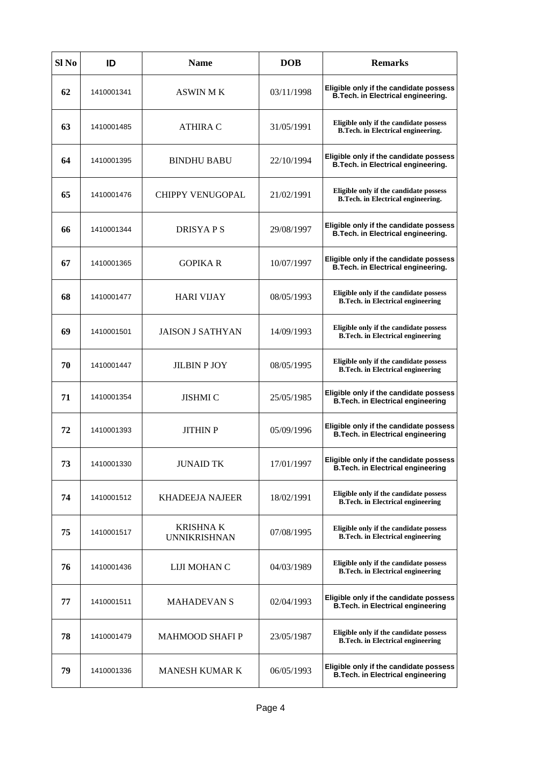| Sl No | ID | Name | DOB | Remarks |
|---|---|---|---|---|
| 62 | 1410001341 | ASWIN M K | 03/11/1998 | Eligible only if the candidate possess B.Tech. in Electrical engineering. |
| 63 | 1410001485 | ATHIRA C | 31/05/1991 | Eligible only if the candidate possess B.Tech. in Electrical engineering. |
| 64 | 1410001395 | BINDHU BABU | 22/10/1994 | Eligible only if the candidate possess B.Tech. in Electrical engineering. |
| 65 | 1410001476 | CHIPPY VENUGOPAL | 21/02/1991 | Eligible only if the candidate possess B.Tech. in Electrical engineering. |
| 66 | 1410001344 | DRISYA P S | 29/08/1997 | Eligible only if the candidate possess B.Tech. in Electrical engineering. |
| 67 | 1410001365 | GOPIKA R | 10/07/1997 | Eligible only if the candidate possess B.Tech. in Electrical engineering. |
| 68 | 1410001477 | HARI VIJAY | 08/05/1993 | Eligible only if the candidate possess B.Tech. in Electrical engineering |
| 69 | 1410001501 | JAISON J SATHYAN | 14/09/1993 | Eligible only if the candidate possess B.Tech. in Electrical engineering |
| 70 | 1410001447 | JILBIN P JOY | 08/05/1995 | Eligible only if the candidate possess B.Tech. in Electrical engineering |
| 71 | 1410001354 | JISHMI C | 25/05/1985 | Eligible only if the candidate possess B.Tech. in Electrical engineering |
| 72 | 1410001393 | JITHIN P | 05/09/1996 | Eligible only if the candidate possess B.Tech. in Electrical engineering |
| 73 | 1410001330 | JUNAID TK | 17/01/1997 | Eligible only if the candidate possess B.Tech. in Electrical engineering |
| 74 | 1410001512 | KHADEEJA NAJEER | 18/02/1991 | Eligible only if the candidate possess B.Tech. in Electrical engineering |
| 75 | 1410001517 | KRISHNA K UNNIKRISHNAN | 07/08/1995 | Eligible only if the candidate possess B.Tech. in Electrical engineering |
| 76 | 1410001436 | LIJI MOHAN C | 04/03/1989 | Eligible only if the candidate possess B.Tech. in Electrical engineering |
| 77 | 1410001511 | MAHADEVAN S | 02/04/1993 | Eligible only if the candidate possess B.Tech. in Electrical engineering |
| 78 | 1410001479 | MAHMOOD SHAFI P | 23/05/1987 | Eligible only if the candidate possess B.Tech. in Electrical engineering |
| 79 | 1410001336 | MANESH KUMAR K | 06/05/1993 | Eligible only if the candidate possess B.Tech. in Electrical engineering |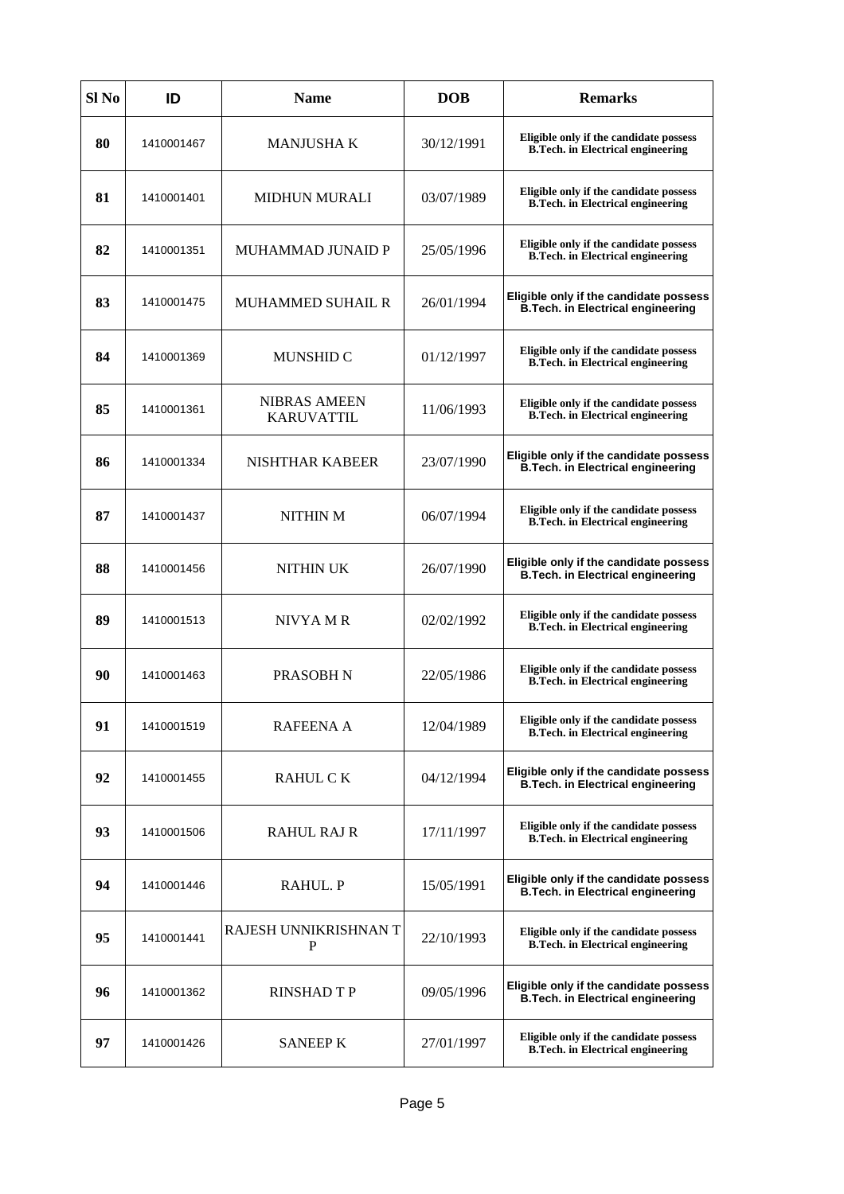| Sl No | ID | Name | DOB | Remarks |
|---|---|---|---|---|
| **80** | 1410001467 | MANJUSHA K | 30/12/1991 | **Eligible only if the candidate possess B.Tech. in Electrical engineering** |
| **81** | 1410001401 | MIDHUN MURALI | 03/07/1989 | **Eligible only if the candidate possess B.Tech. in Electrical engineering** |
| **82** | 1410001351 | MUHAMMAD JUNAID P | 25/05/1996 | **Eligible only if the candidate possess B.Tech. in Electrical engineering** |
| **83** | 1410001475 | MUHAMMED SUHAIL R | 26/01/1994 | **Eligible only if the candidate possess B.Tech. in Electrical engineering** |
| **84** | 1410001369 | MUNSHID C | 01/12/1997 | **Eligible only if the candidate possess B.Tech. in Electrical engineering** |
| **85** | 1410001361 | NIBRAS AMEEN KARUVATTIL | 11/06/1993 | **Eligible only if the candidate possess B.Tech. in Electrical engineering** |
| **86** | 1410001334 | NISHTHAR KABEER | 23/07/1990 | **Eligible only if the candidate possess B.Tech. in Electrical engineering** |
| **87** | 1410001437 | NITHIN M | 06/07/1994 | **Eligible only if the candidate possess B.Tech. in Electrical engineering** |
| **88** | 1410001456 | NITHIN UK | 26/07/1990 | **Eligible only if the candidate possess B.Tech. in Electrical engineering** |
| **89** | 1410001513 | NIVYA M R | 02/02/1992 | **Eligible only if the candidate possess B.Tech. in Electrical engineering** |
| **90** | 1410001463 | PRASOBH N | 22/05/1986 | **Eligible only if the candidate possess B.Tech. in Electrical engineering** |
| **91** | 1410001519 | RAFEENA A | 12/04/1989 | **Eligible only if the candidate possess B.Tech. in Electrical engineering** |
| **92** | 1410001455 | RAHUL C K | 04/12/1994 | **Eligible only if the candidate possess B.Tech. in Electrical engineering** |
| **93** | 1410001506 | RAHUL RAJ R | 17/11/1997 | **Eligible only if the candidate possess B.Tech. in Electrical engineering** |
| **94** | 1410001446 | RAHUL. P | 15/05/1991 | **Eligible only if the candidate possess B.Tech. in Electrical engineering** |
| **95** | 1410001441 | RAJESH UNNIKRISHNAN T P | 22/10/1993 | **Eligible only if the candidate possess B.Tech. in Electrical engineering** |
| **96** | 1410001362 | RINSHAD T P | 09/05/1996 | **Eligible only if the candidate possess B.Tech. in Electrical engineering** |
| **97** | 1410001426 | SANEEP K | 27/01/1997 | **Eligible only if the candidate possess B.Tech. in Electrical engineering** |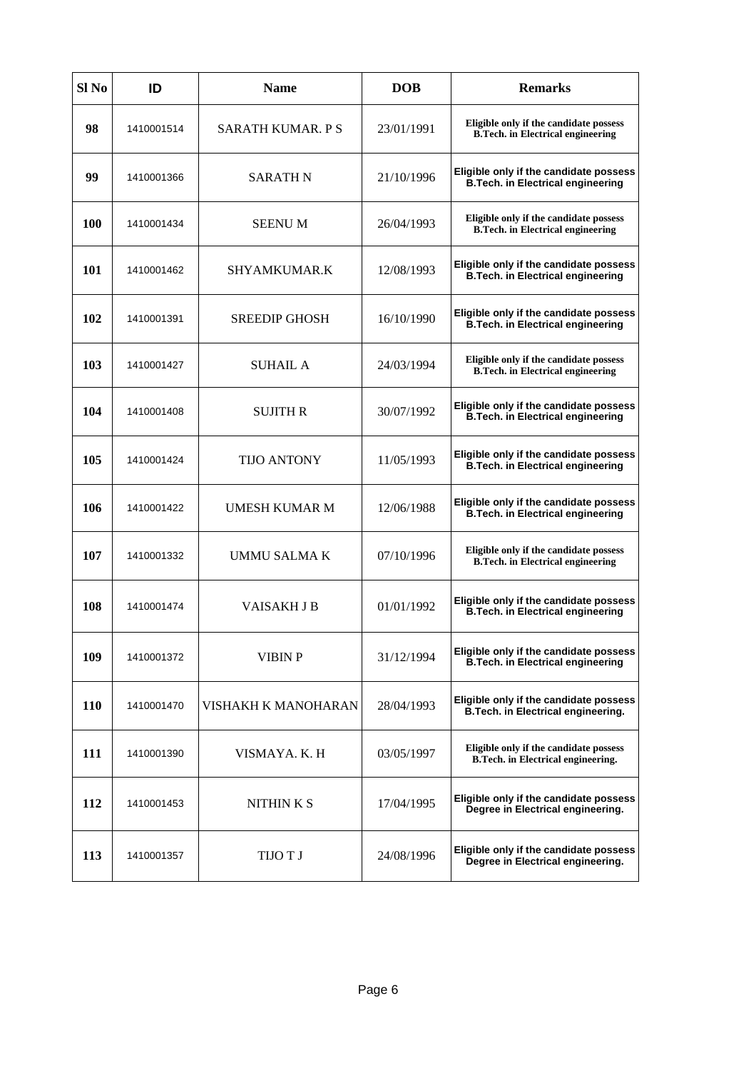| Sl No | ID | Name | DOB | Remarks |
|---|---|---|---|---|
| 98 | 1410001514 | SARATH KUMAR. P S | 23/01/1991 | Eligible only if the candidate possess B.Tech. in Electrical engineering |
| 99 | 1410001366 | SARATH N | 21/10/1996 | Eligible only if the candidate possess B.Tech. in Electrical engineering |
| 100 | 1410001434 | SEENU M | 26/04/1993 | Eligible only if the candidate possess B.Tech. in Electrical engineering |
| 101 | 1410001462 | SHYAMKUMAR.K | 12/08/1993 | Eligible only if the candidate possess B.Tech. in Electrical engineering |
| 102 | 1410001391 | SREEDIP GHOSH | 16/10/1990 | Eligible only if the candidate possess B.Tech. in Electrical engineering |
| 103 | 1410001427 | SUHAIL A | 24/03/1994 | Eligible only if the candidate possess B.Tech. in Electrical engineering |
| 104 | 1410001408 | SUJITH R | 30/07/1992 | Eligible only if the candidate possess B.Tech. in Electrical engineering |
| 105 | 1410001424 | TIJO ANTONY | 11/05/1993 | Eligible only if the candidate possess B.Tech. in Electrical engineering |
| 106 | 1410001422 | UMESH KUMAR M | 12/06/1988 | Eligible only if the candidate possess B.Tech. in Electrical engineering |
| 107 | 1410001332 | UMMU SALMA K | 07/10/1996 | Eligible only if the candidate possess B.Tech. in Electrical engineering |
| 108 | 1410001474 | VAISAKH J B | 01/01/1992 | Eligible only if the candidate possess B.Tech. in Electrical engineering |
| 109 | 1410001372 | VIBIN P | 31/12/1994 | Eligible only if the candidate possess B.Tech. in Electrical engineering |
| 110 | 1410001470 | VISHAKH K MANOHARAN | 28/04/1993 | Eligible only if the candidate possess B.Tech. in Electrical engineering. |
| 111 | 1410001390 | VISMAYA. K. H | 03/05/1997 | Eligible only if the candidate possess B.Tech. in Electrical engineering. |
| 112 | 1410001453 | NITHIN K S | 17/04/1995 | Eligible only if the candidate possess Degree in Electrical engineering. |
| 113 | 1410001357 | TIJO T J | 24/08/1996 | Eligible only if the candidate possess Degree in Electrical engineering. |